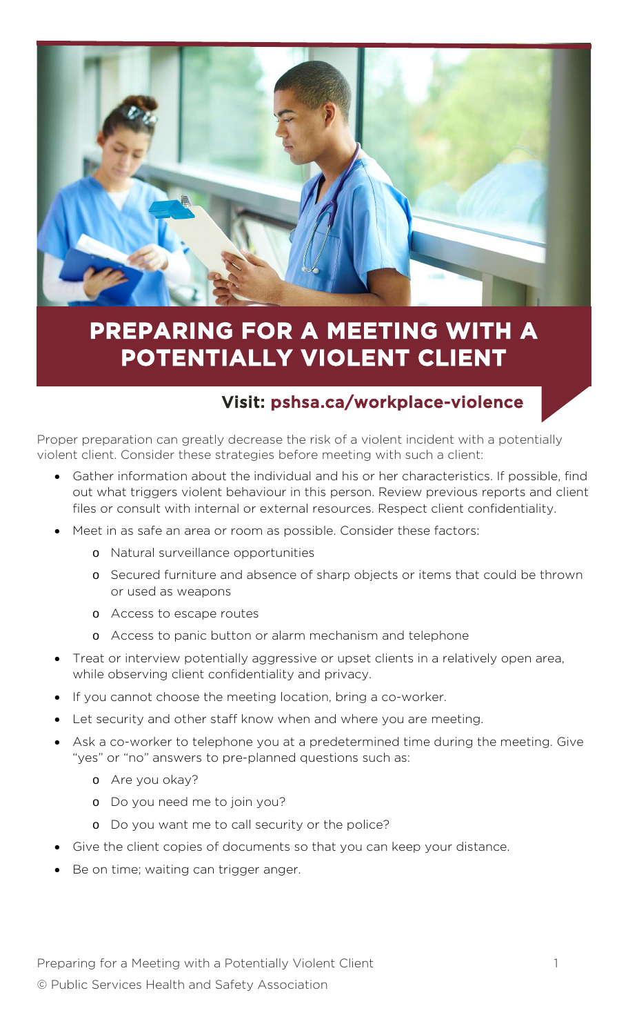# PREPARING FOR A MEETING WITH A POTENTIALLY VIOLENT CLIENT

**Visit: pshsa.ca/workplace-violence**

Proper preparation can greatly decrease the risk of a violent incident with a potentially violent client. Consider these strategies before meeting with such a client:

- Gather information about the individual and his or her characteristics. If possible, find out what triggers violent behaviour in this person. Review previous reports and client files or consult with internal or external resources. Respect client confidentiality.
- Meet in as safe an area or room as possible. Consider these factors:
  - Natural surveillance opportunities
  - Secured furniture and absence of sharp objects or items that could be thrown or used as weapons
  - Access to escape routes
  - Access to panic button or alarm mechanism and telephone
- Treat or interview potentially aggressive or upset clients in a relatively open area, while observing client confidentiality and privacy.
- If you cannot choose the meeting location, bring a co-worker.
- Let security and other staff know when and where you are meeting.
- Ask a co-worker to telephone you at a predetermined time during the meeting. Give "yes" or "no" answers to pre-planned questions such as:
  - Are you okay?
  - Do you need me to join you?
  - Do you want me to call security or the police?
- Give the client copies of documents so that you can keep your distance.
- Be on time; waiting can trigger anger.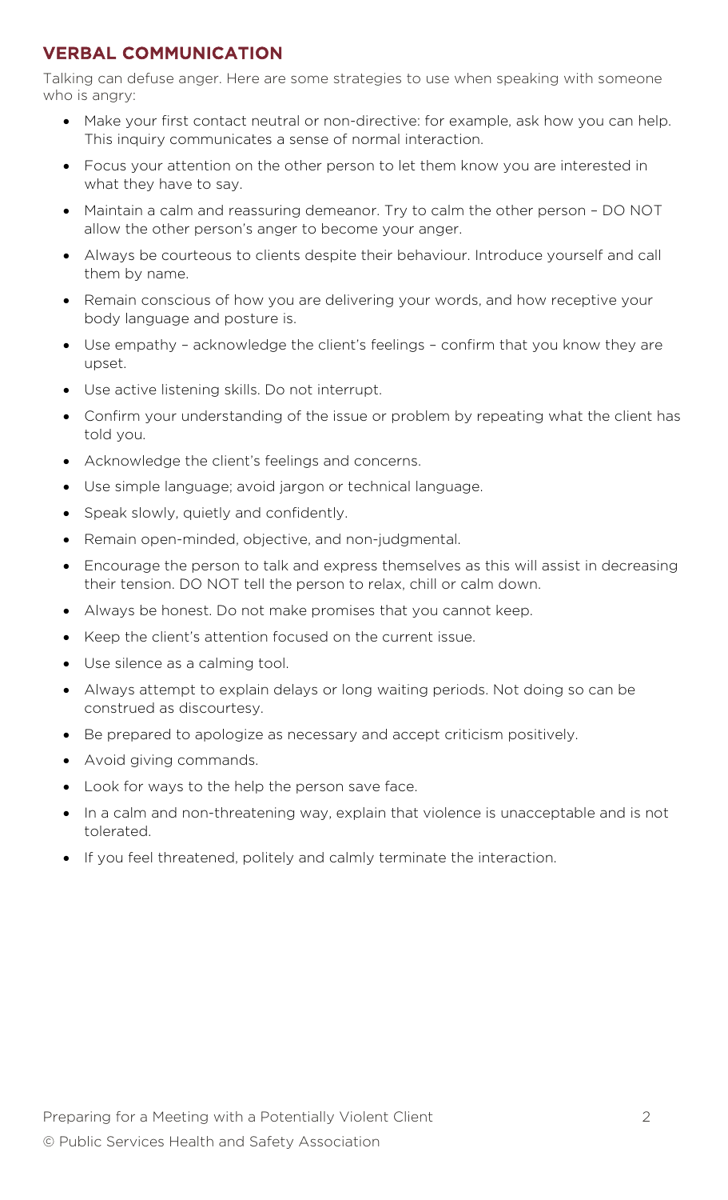## VERBAL COMMUNICATION

Talking can defuse anger. Here are some strategies to use when speaking with someone who is angry:

- Make your first contact neutral or non-directive: for example, ask how you can help. This inquiry communicates a sense of normal interaction.
- Focus your attention on the other person to let them know you are interested in what they have to say.
- Maintain a calm and reassuring demeanor. Try to calm the other person – DO NOT allow the other person's anger to become your anger.
- Always be courteous to clients despite their behaviour. Introduce yourself and call them by name.
- Remain conscious of how you are delivering your words, and how receptive your body language and posture is.
- Use empathy – acknowledge the client's feelings – confirm that you know they are upset.
- Use active listening skills. Do not interrupt.
- Confirm your understanding of the issue or problem by repeating what the client has told you.
- Acknowledge the client's feelings and concerns.
- Use simple language; avoid jargon or technical language.
- Speak slowly, quietly and confidently.
- Remain open-minded, objective, and non-judgmental.
- Encourage the person to talk and express themselves as this will assist in decreasing their tension. DO NOT tell the person to relax, chill or calm down.
- Always be honest. Do not make promises that you cannot keep.
- Keep the client's attention focused on the current issue.
- Use silence as a calming tool.
- Always attempt to explain delays or long waiting periods. Not doing so can be construed as discourtesy.
- Be prepared to apologize as necessary and accept criticism positively.
- Avoid giving commands.
- Look for ways to the help the person save face.
- In a calm and non-threatening way, explain that violence is unacceptable and is not tolerated.
- If you feel threatened, politely and calmly terminate the interaction.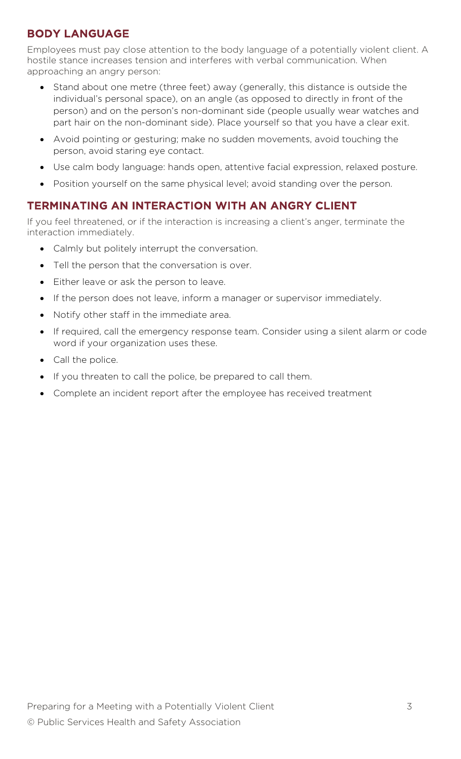## BODY LANGUAGE

Employees must pay close attention to the body language of a potentially violent client. A hostile stance increases tension and interferes with verbal communication. When approaching an angry person:

- Stand about one metre (three feet) away (generally, this distance is outside the individual's personal space), on an angle (as opposed to directly in front of the person) and on the person's non-dominant side (people usually wear watches and part hair on the non-dominant side). Place yourself so that you have a clear exit.
- Avoid pointing or gesturing; make no sudden movements, avoid touching the person, avoid staring eye contact.
- Use calm body language: hands open, attentive facial expression, relaxed posture.
- Position yourself on the same physical level; avoid standing over the person.

## TERMINATING AN INTERACTION WITH AN ANGRY CLIENT

If you feel threatened, or if the interaction is increasing a client's anger, terminate the interaction immediately.

- Calmly but politely interrupt the conversation.
- Tell the person that the conversation is over.
- Either leave or ask the person to leave.
- If the person does not leave, inform a manager or supervisor immediately.
- Notify other staff in the immediate area.
- If required, call the emergency response team. Consider using a silent alarm or code word if your organization uses these.
- Call the police.
- If you threaten to call the police, be prepared to call them.
- Complete an incident report after the employee has received treatment